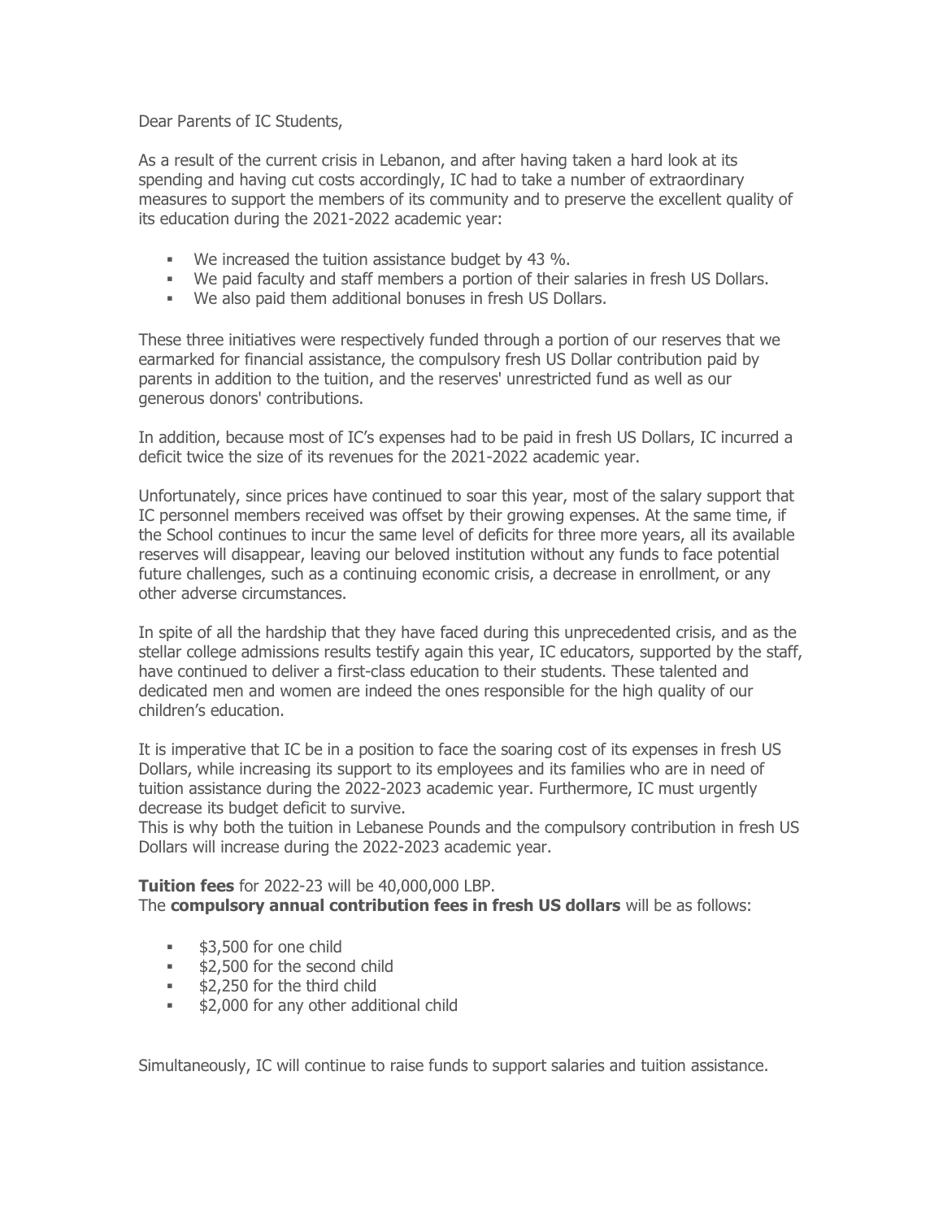Dear Parents of IC Students,

As a result of the current crisis in Lebanon, and after having taken a hard look at its spending and having cut costs accordingly, IC had to take a number of extraordinary measures to support the members of its community and to preserve the excellent quality of its education during the 2021-2022 academic year:

- We increased the tuition assistance budget by 43 %.
- We paid faculty and staff members a portion of their salaries in fresh US Dollars.
- We also paid them additional bonuses in fresh US Dollars.

These three initiatives were respectively funded through a portion of our reserves that we earmarked for financial assistance, the compulsory fresh US Dollar contribution paid by parents in addition to the tuition, and the reserves' unrestricted fund as well as our generous donors' contributions.

In addition, because most of IC's expenses had to be paid in fresh US Dollars, IC incurred a deficit twice the size of its revenues for the 2021-2022 academic year.

Unfortunately, since prices have continued to soar this year, most of the salary support that IC personnel members received was offset by their growing expenses. At the same time, if the School continues to incur the same level of deficits for three more years, all its available reserves will disappear, leaving our beloved institution without any funds to face potential future challenges, such as a continuing economic crisis, a decrease in enrollment, or any other adverse circumstances.

In spite of all the hardship that they have faced during this unprecedented crisis, and as the stellar college admissions results testify again this year, IC educators, supported by the staff, have continued to deliver a first-class education to their students. These talented and dedicated men and women are indeed the ones responsible for the high quality of our children's education.

It is imperative that IC be in a position to face the soaring cost of its expenses in fresh US Dollars, while increasing its support to its employees and its families who are in need of tuition assistance during the 2022-2023 academic year. Furthermore, IC must urgently decrease its budget deficit to survive.
This is why both the tuition in Lebanese Pounds and the compulsory contribution in fresh US Dollars will increase during the 2022-2023 academic year.

**Tuition fees** for 2022-23 will be 40,000,000 LBP.
The **compulsory annual contribution fees in fresh US dollars** will be as follows:

- $3,500 for one child
- $2,500 for the second child
- $2,250 for the third child
- $2,000 for any other additional child

Simultaneously, IC will continue to raise funds to support salaries and tuition assistance.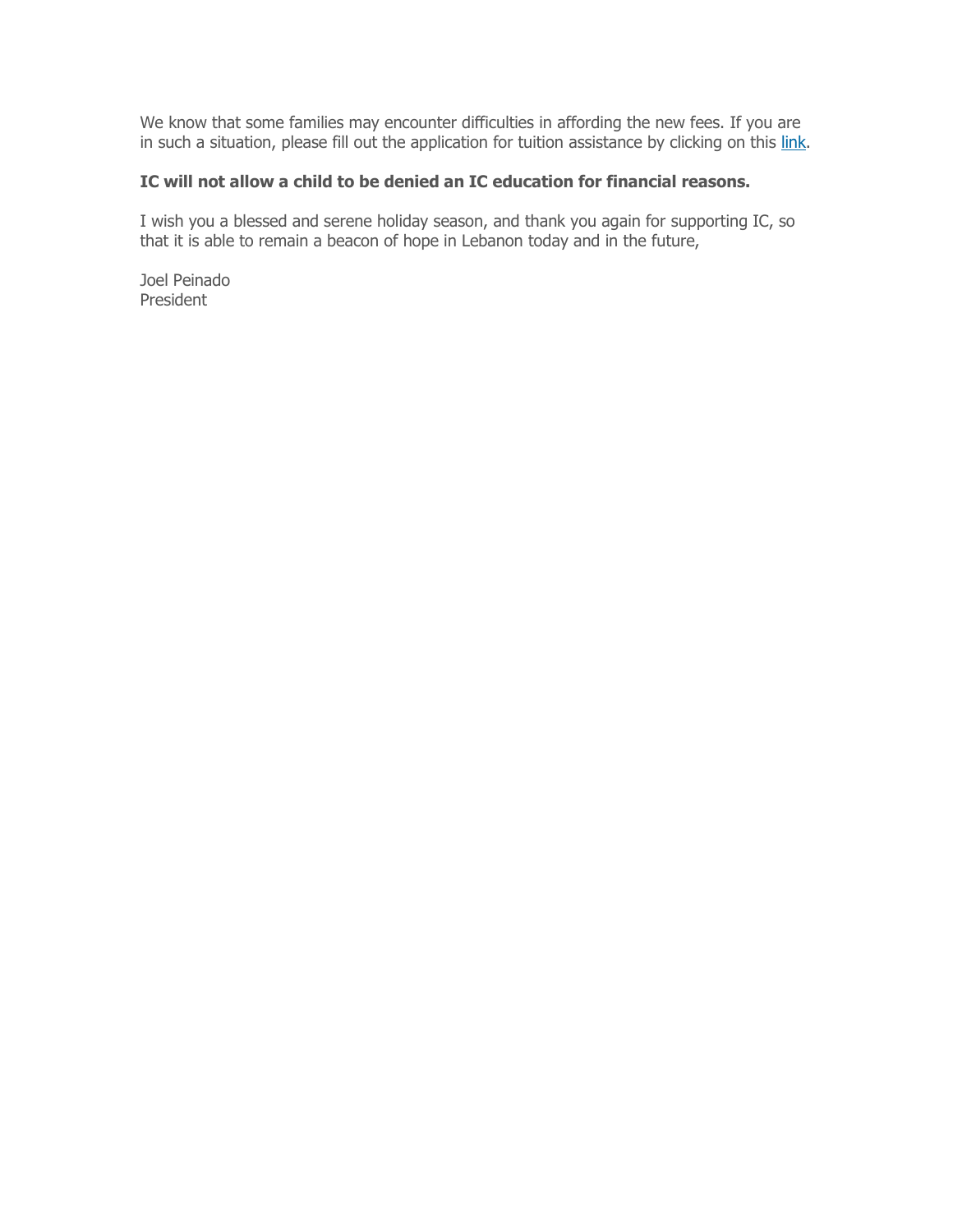We know that some families may encounter difficulties in affording the new fees. If you are in such a situation, please fill out the application for tuition assistance by clicking on this link.

**IC will not allow a child to be denied an IC education for financial reasons.**

I wish you a blessed and serene holiday season, and thank you again for supporting IC, so that it is able to remain a beacon of hope in Lebanon today and in the future,

Joel Peinado
President